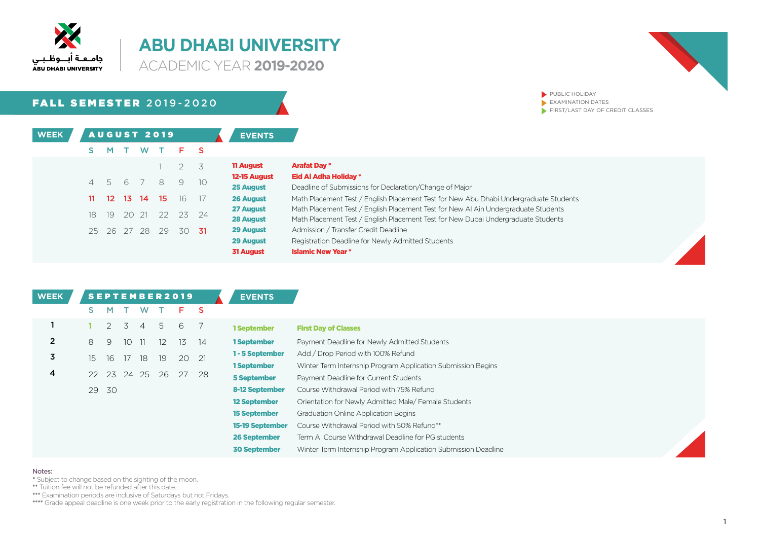جامعة أبوظبي
ABU DHABI UNIVERSITY

# ABU DHABI UNIVERSITY

ACADEMIC YEAR **2019-2020**

## FALL SEMESTER 2019-2020

- PUBLIC HOLIDAY
- EXAMINATION DATES
- FIRST/LAST DAY OF CREDIT CLASSES

### AUGUST 2019

| WEEK | S | M | T | W | T | F | S |
|---|---|---|---|---|---|---|---|
| | | | | | 1 | 2 | 3 |
| | 4 | 5 | 6 | 7 | 8 | 9 | 10 |
| | 11 | 12 | 13 | 14 | 15 | 16 | 17 |
| | 18 | 19 | 20 | 21 | 22 | 23 | 24 |
| | 25 | 26 | 27 | 28 | 29 | 30 | 31 |

**EVENTS**

| Date | Event |
|---|---|
| **11 August** | **Arafat Day \*** |
| **12-15 August** | **Eid Al Adha Holiday \*** |
| **25 August** | Deadline of Submissions for Declaration/Change of Major |
| **26 August** | Math Placement Test / English Placement Test for New Abu Dhabi Undergraduate Students |
| **27 August** | Math Placement Test / English Placement Test for New Al Ain Undergraduate Students |
| **28 August** | Math Placement Test / English Placement Test for New Dubai Undergraduate Students |
| **29 August** | Admission / Transfer Credit Deadline |
| **29 August** | Registration Deadline for Newly Admitted Students |
| **31 August** | **Islamic New Year \*** |

### SEPTEMBER 2019

| WEEK | S | M | T | W | T | F | S |
|---|---|---|---|---|---|---|---|
| 1 | 1 | 2 | 3 | 4 | 5 | 6 | 7 |
| 2 | 8 | 9 | 10 | 11 | 12 | 13 | 14 |
| 3 | 15 | 16 | 17 | 18 | 19 | 20 | 21 |
| 4 | 22 | 23 | 24 | 25 | 26 | 27 | 28 |
| | 29 | 30 | | | | | |

**EVENTS**

| Date | Event |
|---|---|
| **1 September** | **First Day of Classes** |
| **1 September** | Payment Deadline for Newly Admitted Students |
| **1 - 5 September** | Add / Drop Period with 100% Refund |
| **1 September** | Winter Term Internship Program Application Submission Begins |
| **5 September** | Payment Deadline for Current Students |
| **8-12 September** | Course Withdrawal Period with 75% Refund |
| **12 September** | Orientation for Newly Admitted Male/ Female Students |
| **15 September** | Graduation Online Application Begins |
| **15-19 September** | Course Withdrawal Period with 50% Refund\*\* |
| **26 September** | Term A Course Withdrawal Deadline for PG students |
| **30 September** | Winter Term Internship Program Application Submission Deadline |

Notes:

\* Subject to change based on the sighting of the moon.
\*\* Tuition fee will not be refunded after this date.
\*\*\* Examination periods are inclusive of Saturdays but not Fridays.
\*\*\*\* Grade appeal deadline is one week prior to the early registration in the following regular semester.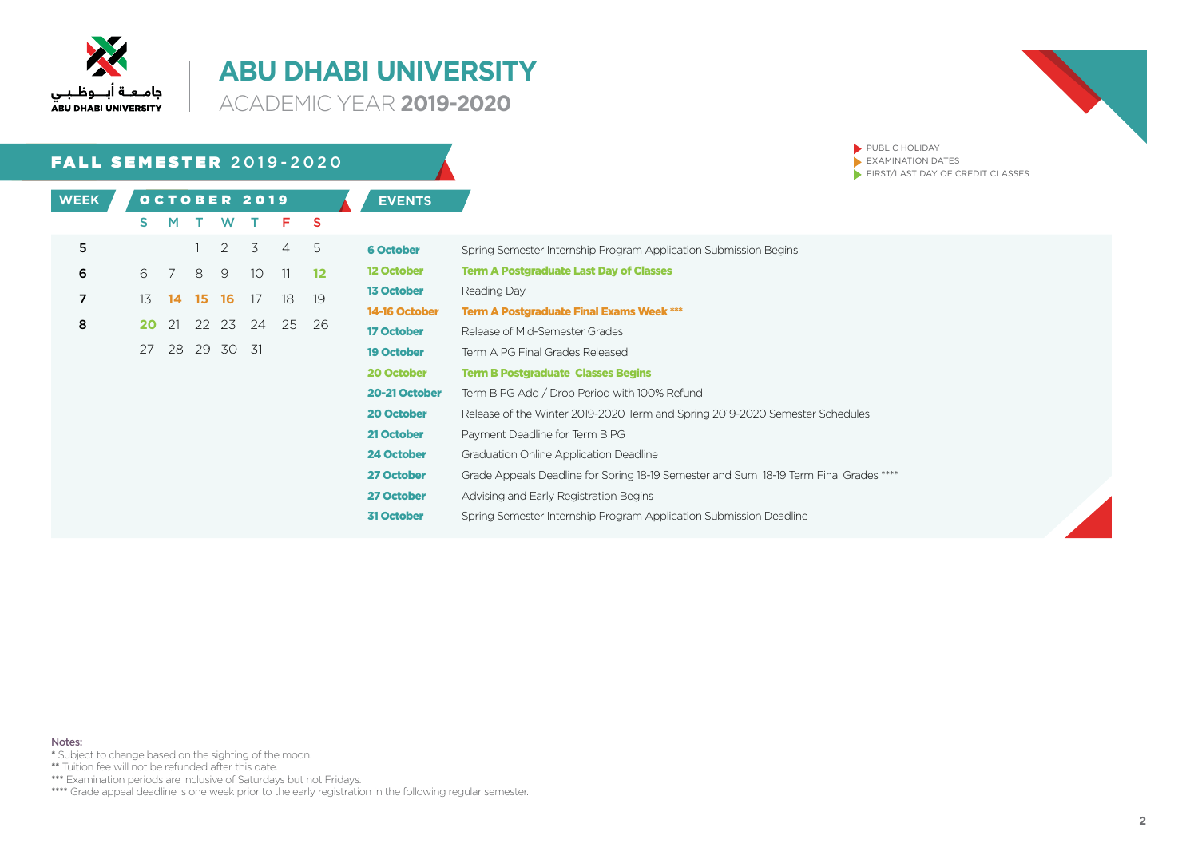# ABU DHABI UNIVERSITY

ACADEMIC YEAR **2019-2020**

- PUBLIC HOLIDAY
- EXAMINATION DATES
- FIRST/LAST DAY OF CREDIT CLASSES

## FALL SEMESTER 2019-2020

| WEEK | S | M | T | W | T | F | S |
|---|---|---|---|---|---|---|---|
| | **OCTOBER 2019** | | | | | | |
| 5 | | | 1 | 2 | 3 | 4 | 5 |
| 6 | 6 | 7 | 8 | 9 | 10 | 11 | 12 |
| 7 | 13 | 14 | 15 | 16 | 17 | 18 | 19 |
| 8 | 20 | 21 | 22 | 23 | 24 | 25 | 26 |
| | 27 | 28 | 29 | 30 | 31 | | |

### EVENTS

| Date | Event |
|---|---|
| **6 October** | Spring Semester Internship Program Application Submission Begins |
| **12 October** | **Term A Postgraduate Last Day of Classes** |
| **13 October** | Reading Day |
| **14-16 October** | **Term A Postgraduate Final Exams Week** *** |
| **17 October** | Release of Mid-Semester Grades |
| **19 October** | Term A PG Final Grades Released |
| **20 October** | **Term B Postgraduate Classes Begins** |
| **20-21 October** | Term B PG Add / Drop Period with 100% Refund |
| **20 October** | Release of the Winter 2019-2020 Term and Spring 2019-2020 Semester Schedules |
| **21 October** | Payment Deadline for Term B PG |
| **24 October** | Graduation Online Application Deadline |
| **27 October** | Grade Appeals Deadline for Spring 18-19 Semester and Sum 18-19 Term Final Grades **** |
| **27 October** | Advising and Early Registration Begins |
| **31 October** | Spring Semester Internship Program Application Submission Deadline |

Notes:

* Subject to change based on the sighting of the moon.

** Tuition fee will not be refunded after this date.

*** Examination periods are inclusive of Saturdays but not Fridays.

**** Grade appeal deadline is one week prior to the early registration in the following regular semester.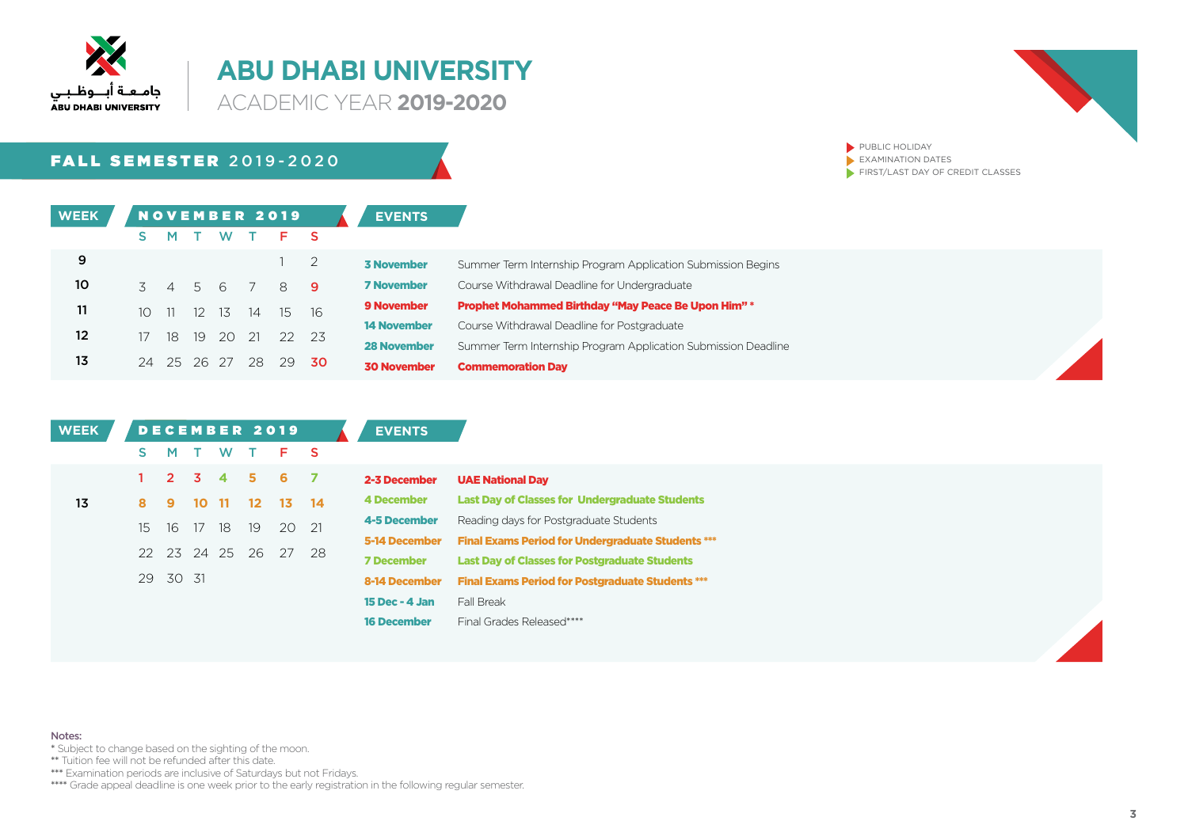جامعة أبوظبي
ABU DHABI UNIVERSITY

# ABU DHABI UNIVERSITY

ACADEMIC YEAR **2019-2020**

- PUBLIC HOLIDAY
- EXAMINATION DATES
- FIRST/LAST DAY OF CREDIT CLASSES

## FALL SEMESTER 2019-2020

### NOVEMBER 2019

| WEEK | S | M | T | W | T | F | S |
|---|---|---|---|---|---|---|---|
| 9 | | | | | | 1 | 2 |
| 10 | 3 | 4 | 5 | 6 | 7 | 8 | 9 |
| 11 | 10 | 11 | 12 | 13 | 14 | 15 | 16 |
| 12 | 17 | 18 | 19 | 20 | 21 | 22 | 23 |
| 13 | 24 | 25 | 26 | 27 | 28 | 29 | 30 |

| EVENTS | |
|---|---|
| **3 November** | Summer Term Internship Program Application Submission Begins |
| **7 November** | Course Withdrawal Deadline for Undergraduate |
| **9 November** | **Prophet Mohammed Birthday "May Peace Be Upon Him" *** |
| **14 November** | Course Withdrawal Deadline for Postgraduate |
| **28 November** | Summer Term Internship Program Application Submission Deadline |
| **30 November** | **Commemoration Day** |

### DECEMBER 2019

| WEEK | S | M | T | W | T | F | S |
|---|---|---|---|---|---|---|---|
| | 1 | 2 | 3 | 4 | 5 | 6 | 7 |
| 13 | 8 | 9 | 10 | 11 | 12 | 13 | 14 |
| | 15 | 16 | 17 | 18 | 19 | 20 | 21 |
| | 22 | 23 | 24 | 25 | 26 | 27 | 28 |
| | 29 | 30 | 31 | | | | |

| EVENTS | |
|---|---|
| **2-3 December** | **UAE National Day** |
| **4 December** | **Last Day of Classes for Undergraduate Students** |
| **4-5 December** | Reading days for Postgraduate Students |
| **5-14 December** | **Final Exams Period for Undergraduate Students ***** |
| **7 December** | **Last Day of Classes for Postgraduate Students** |
| **8-14 December** | **Final Exams Period for Postgraduate Students ***** |
| **15 Dec - 4 Jan** | Fall Break |
| **16 December** | Final Grades Released**** |

Notes:

\* Subject to change based on the sighting of the moon.

** Tuition fee will not be refunded after this date.

*** Examination periods are inclusive of Saturdays but not Fridays.

**** Grade appeal deadline is one week prior to the early registration in the following regular semester.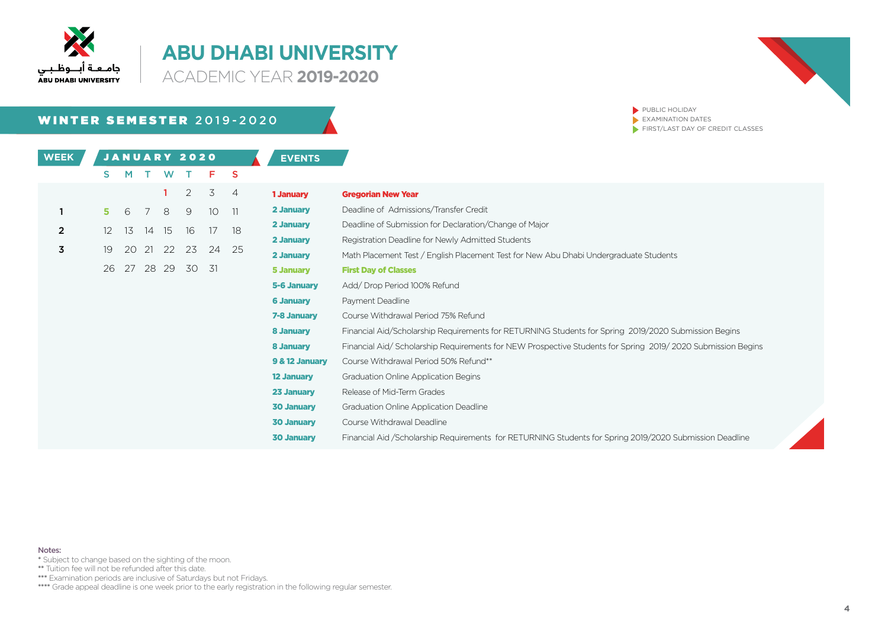# ABU DHABI UNIVERSITY

ACADEMIC YEAR **2019-2020**

- PUBLIC HOLIDAY
- EXAMINATION DATES
- FIRST/LAST DAY OF CREDIT CLASSES

## WINTER SEMESTER 2019-2020

| WEEK | S | M | T | W | T | F | S |
|---|---|---|---|---|---|---|---|
| | | | | 1 | 2 | 3 | 4 |
| 1 | 5 | 6 | 7 | 8 | 9 | 10 | 11 |
| 2 | 12 | 13 | 14 | 15 | 16 | 17 | 18 |
| 3 | 19 | 20 | 21 | 22 | 23 | 24 | 25 |
| | 26 | 27 | 28 | 29 | 30 | 31 | |

JANUARY 2020

### EVENTS

| Date | Event |
|---|---|
| **1 January** | **Gregorian New Year** |
| **2 January** | Deadline of Admissions/Transfer Credit |
| **2 January** | Deadline of Submission for Declaration/Change of Major |
| **2 January** | Registration Deadline for Newly Admitted Students |
| **2 January** | Math Placement Test / English Placement Test for New Abu Dhabi Undergraduate Students |
| **5 January** | **First Day of Classes** |
| **5-6 January** | Add/ Drop Period 100% Refund |
| **6 January** | Payment Deadline |
| **7-8 January** | Course Withdrawal Period 75% Refund |
| **8 January** | Financial Aid/Scholarship Requirements for RETURNING Students for Spring 2019/2020 Submission Begins |
| **8 January** | Financial Aid/ Scholarship Requirements for NEW Prospective Students for Spring 2019/ 2020 Submission Begins |
| **9 & 12 January** | Course Withdrawal Period 50% Refund** |
| **12 January** | Graduation Online Application Begins |
| **23 January** | Release of Mid-Term Grades |
| **30 January** | Graduation Online Application Deadline |
| **30 January** | Course Withdrawal Deadline |
| **30 January** | Financial Aid /Scholarship Requirements for RETURNING Students for Spring 2019/2020 Submission Deadline |

Notes:

* Subject to change based on the sighting of the moon.

** Tuition fee will not be refunded after this date.

*** Examination periods are inclusive of Saturdays but not Fridays.

**** Grade appeal deadline is one week prior to the early registration in the following regular semester.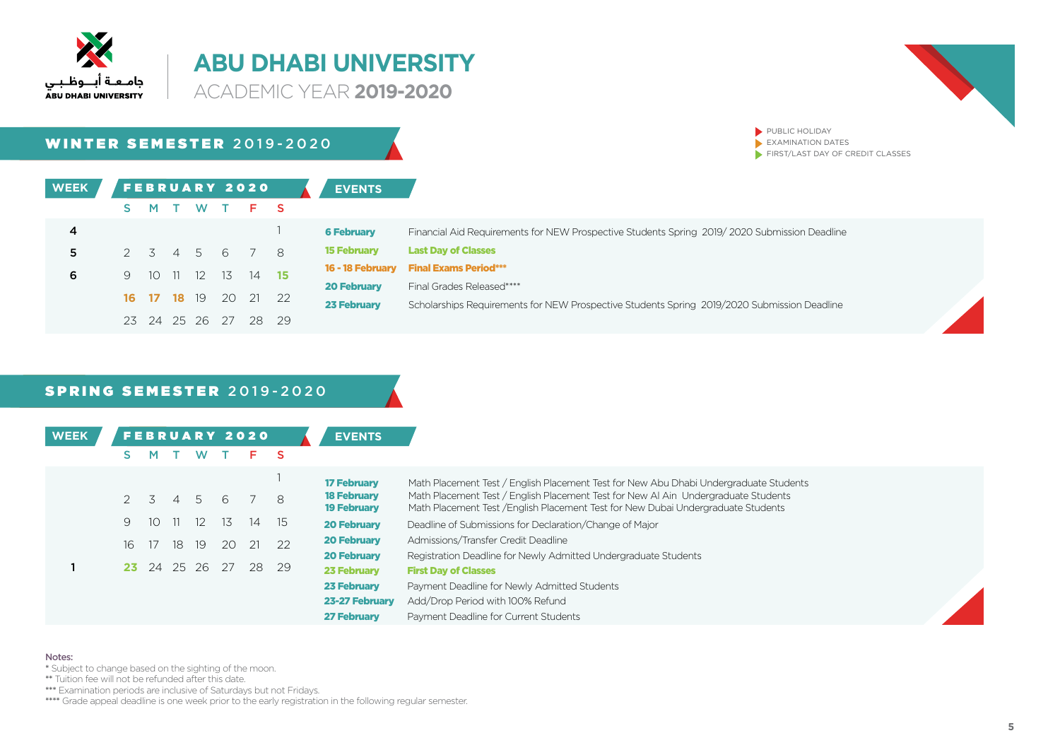جامعة أبوظبي
ABU DHABI UNIVERSITY

# ABU DHABI UNIVERSITY

ACADEMIC YEAR **2019-2020**

- PUBLIC HOLIDAY
- EXAMINATION DATES
- FIRST/LAST DAY OF CREDIT CLASSES

## WINTER SEMESTER 2019-2020

| WEEK | FEBRUARY 2020 | | | | | | |
|---|---|---|---|---|---|---|---|
| | S | M | T | W | T | F | S |
| 4 | | | | | | | 1 |
| 5 | 2 | 3 | 4 | 5 | 6 | 7 | 8 |
| 6 | 9 | 10 | 11 | 12 | 13 | 14 | **15** |
| | **16** | **17** | **18** | 19 | 20 | 21 | 22 |
| | 23 | 24 | 25 | 26 | 27 | 28 | 29 |

**EVENTS**

| Date | Event |
|---|---|
| **6 February** | Financial Aid Requirements for NEW Prospective Students Spring 2019/ 2020 Submission Deadline |
| **15 February** | **Last Day of Classes** |
| **16 - 18 February** | **Final Exams Period*** ** |
| **20 February** | Final Grades Released**** |
| **23 February** | Scholarships Requirements for NEW Prospective Students Spring 2019/2020 Submission Deadline |

## SPRING SEMESTER 2019-2020

| WEEK | FEBRUARY 2020 | | | | | | |
|---|---|---|---|---|---|---|---|
| | S | M | T | W | T | F | S |
| | | | | | | | 1 |
| | 2 | 3 | 4 | 5 | 6 | 7 | 8 |
| | 9 | 10 | 11 | 12 | 13 | 14 | 15 |
| | 16 | 17 | 18 | 19 | 20 | 21 | 22 |
| 1 | **23** | 24 | 25 | 26 | 27 | 28 | 29 |

**EVENTS**

| Date | Event |
|---|---|
| **17 February** | Math Placement Test / English Placement Test for New Abu Dhabi Undergraduate Students |
| **18 February** | Math Placement Test / English Placement Test for New Al Ain Undergraduate Students |
| **19 February** | Math Placement Test /English Placement Test for New Dubai Undergraduate Students |
| **20 February** | Deadline of Submissions for Declaration/Change of Major |
| **20 February** | Admissions/Transfer Credit Deadline |
| **20 February** | Registration Deadline for Newly Admitted Undergraduate Students |
| **23 February** | **First Day of Classes** |
| **23 February** | Payment Deadline for Newly Admitted Students |
| **23-27 February** | Add/Drop Period with 100% Refund |
| **27 February** | Payment Deadline for Current Students |

Notes:
* Subject to change based on the sighting of the moon.
** Tuition fee will not be refunded after this date.
*** Examination periods are inclusive of Saturdays but not Fridays.
**** Grade appeal deadline is one week prior to the early registration in the following regular semester.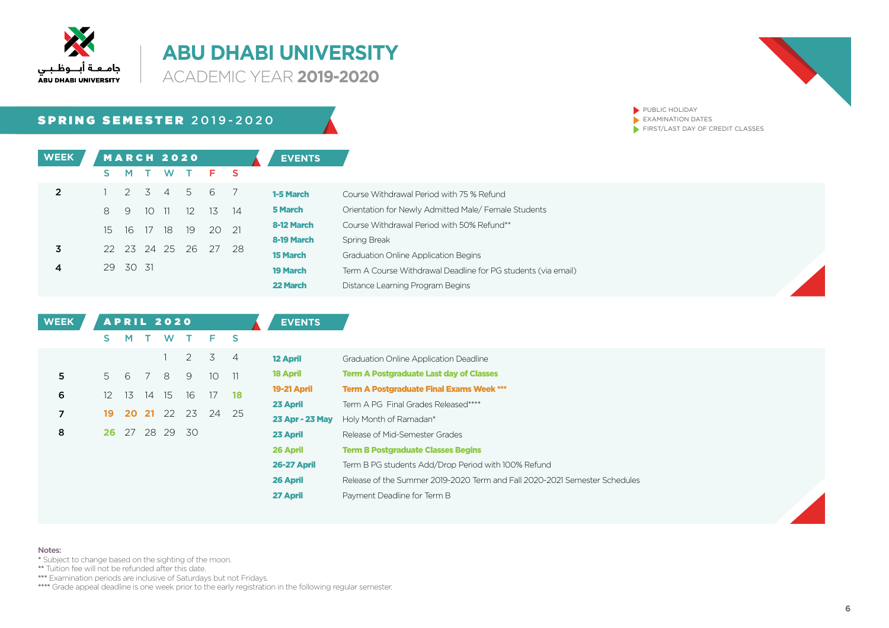# ABU DHABI UNIVERSITY

ACADEMIC YEAR **2019-2020**

PUBLIC HOLIDAY
EXAMINATION DATES
FIRST/LAST DAY OF CREDIT CLASSES

## SPRING SEMESTER 2019-2020

| WEEK | S | M | T | W | T | F | S |
|---|---|---|---|---|---|---|---|
| | **MARCH 2020** | | | | | | |
| 2 | 1 | 2 | 3 | 4 | 5 | 6 | 7 |
| | 8 | 9 | 10 | 11 | 12 | 13 | 14 |
| | 15 | 16 | 17 | 18 | 19 | 20 | 21 |
| 3 | 22 | 23 | 24 | 25 | 26 | 27 | 28 |
| 4 | 29 | 30 | 31 | | | | |

| EVENTS | |
|---|---|
| **1-5 March** | Course Withdrawal Period with 75 % Refund |
| **5 March** | Orientation for Newly Admitted Male/ Female Students |
| **8-12 March** | Course Withdrawal Period with 50% Refund** |
| **8-19 March** | Spring Break |
| **15 March** | Graduation Online Application Begins |
| **19 March** | Term A Course Withdrawal Deadline for PG students (via email) |
| **22 March** | Distance Learning Program Begins |

| WEEK | S | M | T | W | T | F | S |
|---|---|---|---|---|---|---|---|
| | **APRIL 2020** | | | | | | |
| | | | | 1 | 2 | 3 | 4 |
| 5 | 5 | 6 | 7 | 8 | 9 | 10 | 11 |
| 6 | 12 | 13 | 14 | 15 | 16 | 17 | **18** |
| 7 | **19** | **20** | **21** | 22 | 23 | 24 | 25 |
| 8 | **26** | 27 | 28 | 29 | 30 | | |

| EVENTS | |
|---|---|
| **12 April** | Graduation Online Application Deadline |
| **18 April** | **Term A Postgraduate Last day of Classes** |
| **19-21 April** | **Term A Postgraduate Final Exams Week *** ** |
| **23 April** | Term A PG Final Grades Released**** |
| **23 Apr - 23 May** | Holy Month of Ramadan* |
| **23 April** | Release of Mid-Semester Grades |
| **26 April** | **Term B Postgraduate Classes Begins** |
| **26-27 April** | Term B PG students Add/Drop Period with 100% Refund |
| **26 April** | Release of the Summer 2019-2020 Term and Fall 2020-2021 Semester Schedules |
| **27 April** | Payment Deadline for Term B |

Notes:
* Subject to change based on the sighting of the moon.
** Tuition fee will not be refunded after this date.
*** Examination periods are inclusive of Saturdays but not Fridays.
**** Grade appeal deadline is one week prior to the early registration in the following regular semester.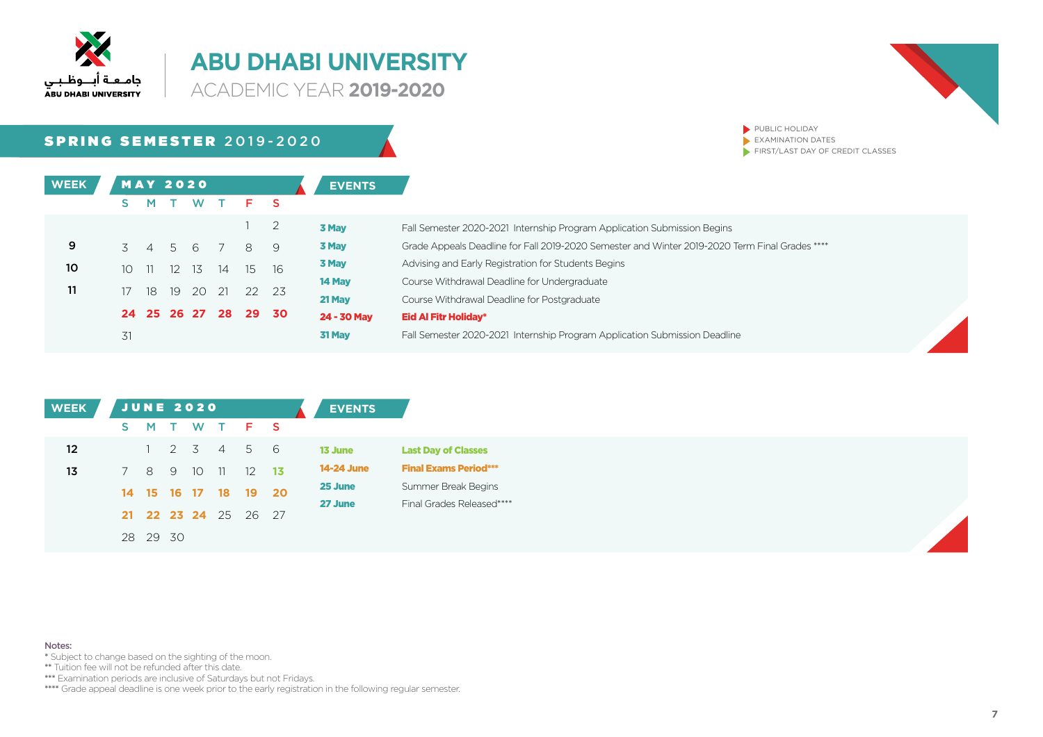# ABU DHABI UNIVERSITY

ACADEMIC YEAR **2019-2020**

## SPRING SEMESTER 2019-2020

- PUBLIC HOLIDAY
- EXAMINATION DATES
- FIRST/LAST DAY OF CREDIT CLASSES

| WEEK | S | M | T | W | T | F | S |
|---|---|---|---|---|---|---|---|
| | | | | | | 1 | 2 |
| 9 | 3 | 4 | 5 | 6 | 7 | 8 | 9 |
| 10 | 10 | 11 | 12 | 13 | 14 | 15 | 16 |
| 11 | 17 | 18 | 19 | 20 | 21 | 22 | 23 |
| | **24** | **25** | **26** | **27** | **28** | **29** | **30** |
| | 31 | | | | | | |

**MAY 2020**

| EVENTS | |
|---|---|
| **3 May** | Fall Semester 2020-2021 Internship Program Application Submission Begins |
| **3 May** | Grade Appeals Deadline for Fall 2019-2020 Semester and Winter 2019-2020 Term Final Grades **** |
| **3 May** | Advising and Early Registration for Students Begins |
| **14 May** | Course Withdrawal Deadline for Undergraduate |
| **21 May** | Course Withdrawal Deadline for Postgraduate |
| **24 - 30 May** | **Eid Al Fitr Holiday*** |
| **31 May** | Fall Semester 2020-2021 Internship Program Application Submission Deadline |

**JUNE 2020**

| WEEK | S | M | T | W | T | F | S |
|---|---|---|---|---|---|---|---|
| 12 | | 1 | 2 | 3 | 4 | 5 | 6 |
| 13 | 7 | 8 | 9 | 10 | 11 | 12 | **13** |
| | **14** | **15** | **16** | **17** | **18** | **19** | **20** |
| | **21** | **22** | **23** | **24** | 25 | 26 | 27 |
| | 28 | 29 | 30 | | | | |

| EVENTS | |
|---|---|
| **13 June** | **Last Day of Classes** |
| **14-24 June** | **Final Exams Period*** ** |
| **25 June** | Summer Break Begins |
| **27 June** | Final Grades Released**** |

Notes:

\* Subject to change based on the sighting of the moon.

** Tuition fee will not be refunded after this date.

*** Examination periods are inclusive of Saturdays but not Fridays.

**** Grade appeal deadline is one week prior to the early registration in the following regular semester.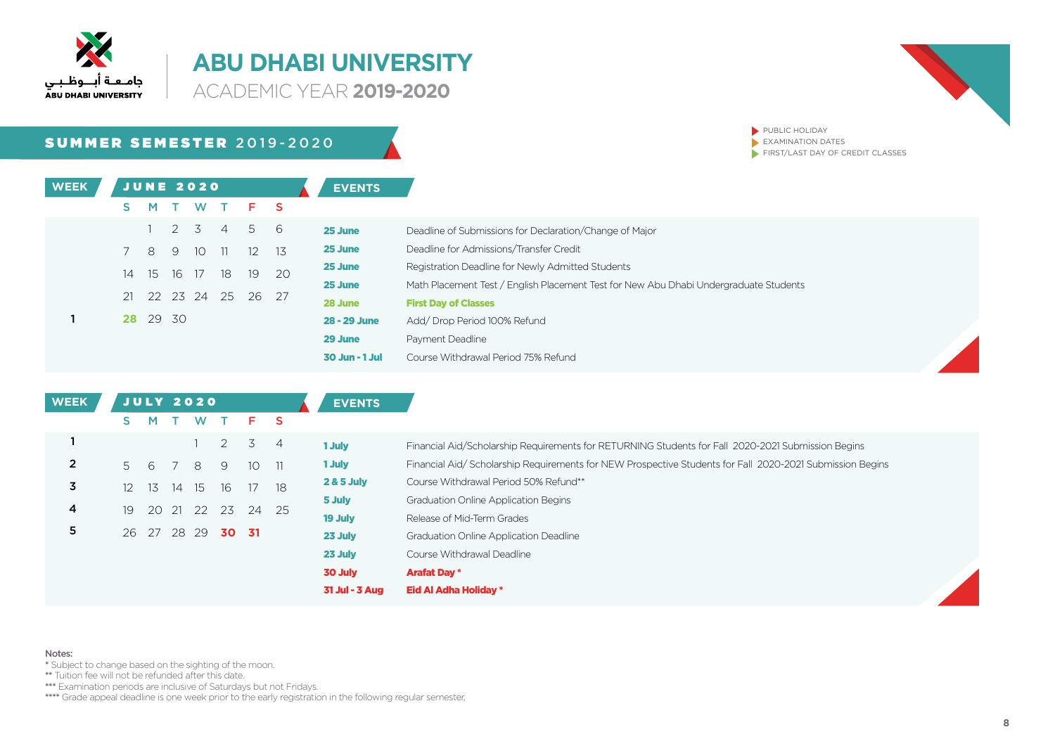# ABU DHABI UNIVERSITY

ACADEMIC YEAR **2019-2020**

## SUMMER SEMESTER 2019-2020

- PUBLIC HOLIDAY
- EXAMINATION DATES
- FIRST/LAST DAY OF CREDIT CLASSES

### JUNE 2020

| WEEK | S | M | T | W | T | F | S |
|---|---|---|---|---|---|---|---|
| | | 1 | 2 | 3 | 4 | 5 | 6 |
| | 7 | 8 | 9 | 10 | 11 | 12 | 13 |
| | 14 | 15 | 16 | 17 | 18 | 19 | 20 |
| | 21 | 22 | 23 | 24 | 25 | 26 | 27 |
| 1 | **28** | 29 | 30 | | | | |

| EVENTS | |
|---|---|
| **25 June** | Deadline of Submissions for Declaration/Change of Major |
| **25 June** | Deadline for Admissions/Transfer Credit |
| **25 June** | Registration Deadline for Newly Admitted Students |
| **25 June** | Math Placement Test / English Placement Test for New Abu Dhabi Undergraduate Students |
| **28 June** | **First Day of Classes** |
| **28 - 29 June** | Add/ Drop Period 100% Refund |
| **29 June** | Payment Deadline |
| **30 Jun - 1 Jul** | Course Withdrawal Period 75% Refund |

### JULY 2020

| WEEK | S | M | T | W | T | F | S |
|---|---|---|---|---|---|---|---|
| 1 | | | | 1 | 2 | 3 | 4 |
| 2 | 5 | 6 | 7 | 8 | 9 | 10 | 11 |
| 3 | 12 | 13 | 14 | 15 | 16 | 17 | 18 |
| 4 | 19 | 20 | 21 | 22 | 23 | 24 | 25 |
| 5 | 26 | 27 | 28 | 29 | **30** | **31** | |

| EVENTS | |
|---|---|
| **1 July** | Financial Aid/Scholarship Requirements for RETURNING Students for Fall 2020-2021 Submission Begins |
| **1 July** | Financial Aid/ Scholarship Requirements for NEW Prospective Students for Fall 2020-2021 Submission Begins |
| **2 & 5 July** | Course Withdrawal Period 50% Refund** |
| **5 July** | Graduation Online Application Begins |
| **19 July** | Release of Mid-Term Grades |
| **23 July** | Graduation Online Application Deadline |
| **23 July** | Course Withdrawal Deadline |
| **30 July** | **Arafat Day *** |
| **31 Jul - 3 Aug** | **Eid Al Adha Holiday *** |

Notes:

* Subject to change based on the sighting of the moon.

** Tuition fee will not be refunded after this date.

*** Examination periods are inclusive of Saturdays but not Fridays.

**** Grade appeal deadline is one week prior to the early registration in the following regular semester.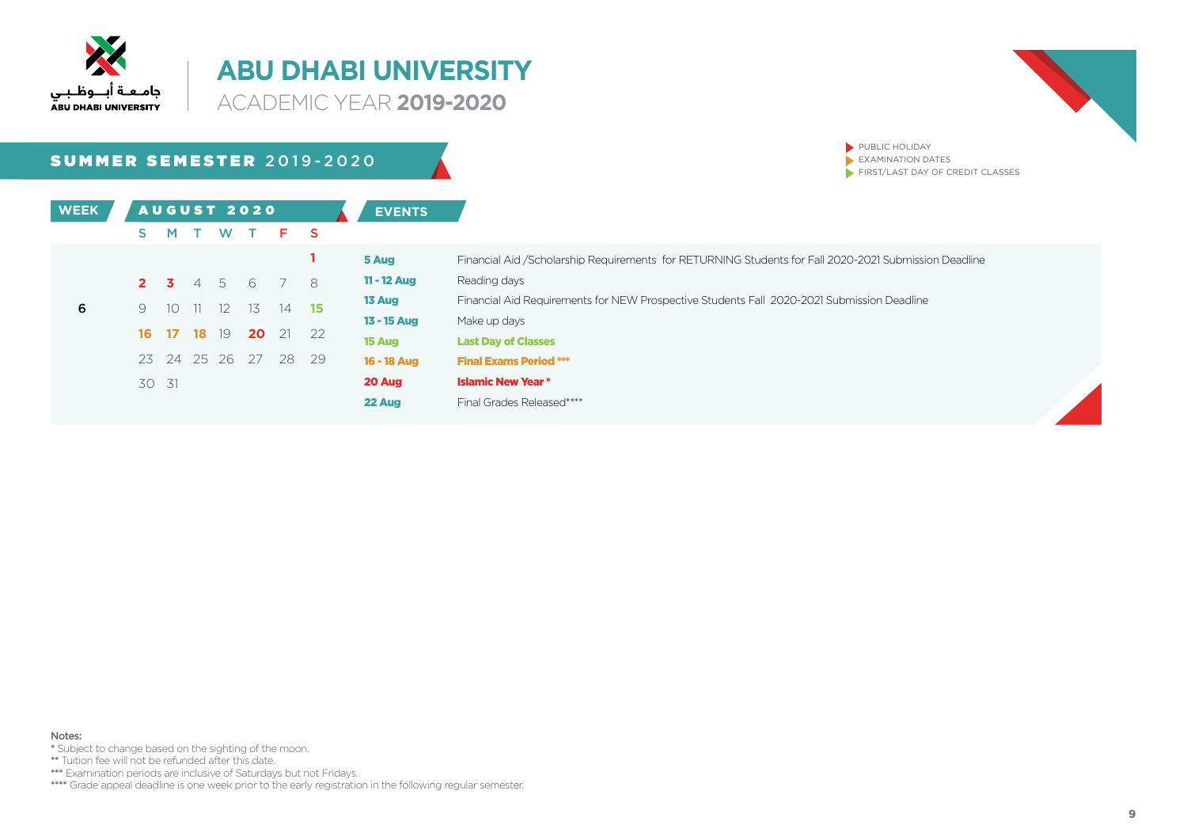# ABU DHABI UNIVERSITY

ACADEMIC YEAR **2019-2020**

## SUMMER SEMESTER 2019-2020

- PUBLIC HOLIDAY
- EXAMINATION DATES
- FIRST/LAST DAY OF CREDIT CLASSES

| WEEK | S | M | T | W | T | F | S |
|---|---|---|---|---|---|---|---|
| | | | | | | | **AUGUST 2020** |
| | | | | | | | 1 |
| | 2 | 3 | 4 | 5 | 6 | 7 | 8 |
| 6 | 9 | 10 | 11 | 12 | 13 | 14 | 15 |
| | 16 | 17 | 18 | 19 | 20 | 21 | 22 |
| | 23 | 24 | 25 | 26 | 27 | 28 | 29 |
| | 30 | 31 | | | | | |

### EVENTS

| | |
|---|---|
| **5 Aug** | Financial Aid /Scholarship Requirements for RETURNING Students for Fall 2020-2021 Submission Deadline |
| **11 - 12 Aug** | Reading days |
| **13 Aug** | Financial Aid Requirements for NEW Prospective Students Fall 2020-2021 Submission Deadline |
| **13 - 15 Aug** | Make up days |
| **15 Aug** | **Last Day of Classes** |
| **16 - 18 Aug** | **Final Exams Period *** |
| **20 Aug** | **Islamic New Year *** |
| **22 Aug** | Final Grades Released**** |

Notes:

* Subject to change based on the sighting of the moon.

** Tuition fee will not be refunded after this date.

*** Examination periods are inclusive of Saturdays but not Fridays.

**** Grade appeal deadline is one week prior to the early registration in the following regular semester.